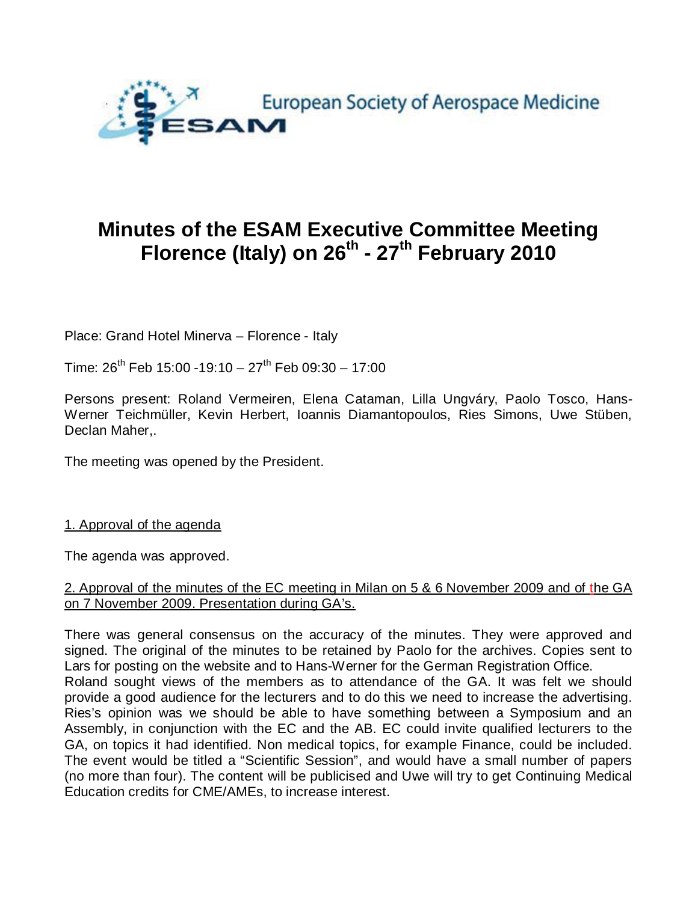European Society of Aerospace Medicine

# Minutes of the ESAM Executive Committee Meeting Florence (Italy) on 26th - 27th February 2010

Place: Grand Hotel Minerva – Florence - Italy

Time: 26th Feb 15:00 -19:10 – 27th Feb 09:30 – 17:00

Persons present: Roland Vermeiren, Elena Cataman, Lilla Ungváry, Paolo Tosco, Hans-Werner Teichmüller, Kevin Herbert, Ioannis Diamantopoulos, Ries Simons, Uwe Stüben, Declan Maher,.

The meeting was opened by the President.

## 1. Approval of the agenda

The agenda was approved.

## 2. Approval of the minutes of the EC meeting in Milan on 5 & 6 November 2009 and of the GA on 7 November 2009. Presentation during GA's.

There was general consensus on the accuracy of the minutes. They were approved and signed. The original of the minutes to be retained by Paolo for the archives. Copies sent to Lars for posting on the website and to Hans-Werner for the German Registration Office.
Roland sought views of the members as to attendance of the GA. It was felt we should provide a good audience for the lecturers and to do this we need to increase the advertising. Ries's opinion was we should be able to have something between a Symposium and an Assembly, in conjunction with the EC and the AB. EC could invite qualified lecturers to the GA, on topics it had identified. Non medical topics, for example Finance, could be included. The event would be titled a "Scientific Session", and would have a small number of papers (no more than four). The content will be publicised and Uwe will try to get Continuing Medical Education credits for CME/AMEs, to increase interest.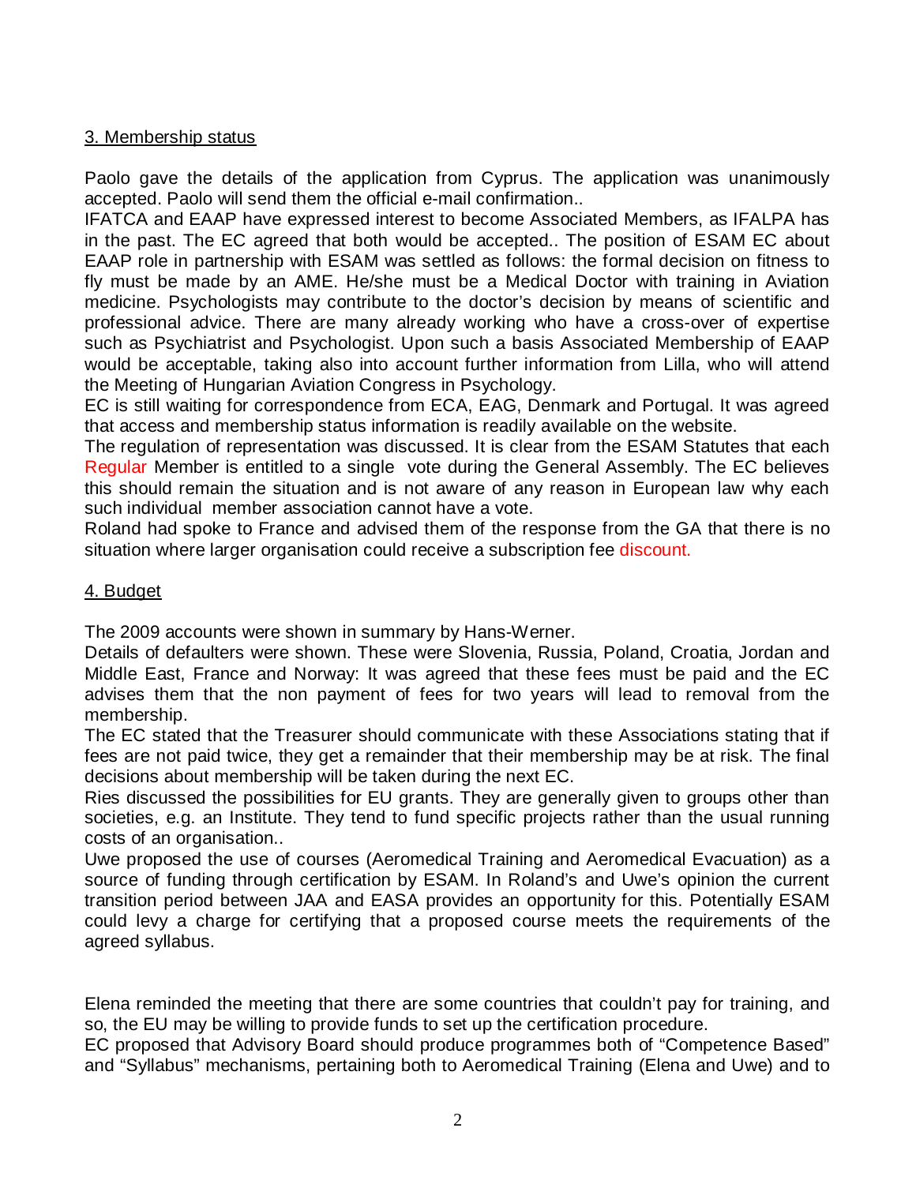## 3. Membership status

Paolo gave the details of the application from Cyprus. The application was unanimously accepted. Paolo will send them the official e-mail confirmation..

IFATCA and EAAP have expressed interest to become Associated Members, as IFALPA has in the past. The EC agreed that both would be accepted.. The position of ESAM EC about EAAP role in partnership with ESAM was settled as follows: the formal decision on fitness to fly must be made by an AME. He/she must be a Medical Doctor with training in Aviation medicine. Psychologists may contribute to the doctor's decision by means of scientific and professional advice. There are many already working who have a cross-over of expertise such as Psychiatrist and Psychologist. Upon such a basis Associated Membership of EAAP would be acceptable, taking also into account further information from Lilla, who will attend the Meeting of Hungarian Aviation Congress in Psychology.

EC is still waiting for correspondence from ECA, EAG, Denmark and Portugal. It was agreed that access and membership status information is readily available on the website.

The regulation of representation was discussed. It is clear from the ESAM Statutes that each Regular Member is entitled to a single vote during the General Assembly. The EC believes this should remain the situation and is not aware of any reason in European law why each such individual member association cannot have a vote.

Roland had spoke to France and advised them of the response from the GA that there is no situation where larger organisation could receive a subscription fee discount.

## 4. Budget

The 2009 accounts were shown in summary by Hans-Werner.

Details of defaulters were shown. These were Slovenia, Russia, Poland, Croatia, Jordan and Middle East, France and Norway: It was agreed that these fees must be paid and the EC advises them that the non payment of fees for two years will lead to removal from the membership.

The EC stated that the Treasurer should communicate with these Associations stating that if fees are not paid twice, they get a remainder that their membership may be at risk. The final decisions about membership will be taken during the next EC.

Ries discussed the possibilities for EU grants. They are generally given to groups other than societies, e.g. an Institute. They tend to fund specific projects rather than the usual running costs of an organisation..

Uwe proposed the use of courses (Aeromedical Training and Aeromedical Evacuation) as a source of funding through certification by ESAM. In Roland's and Uwe's opinion the current transition period between JAA and EASA provides an opportunity for this. Potentially ESAM could levy a charge for certifying that a proposed course meets the requirements of the agreed syllabus.

Elena reminded the meeting that there are some countries that couldn't pay for training, and so, the EU may be willing to provide funds to set up the certification procedure.

EC proposed that Advisory Board should produce programmes both of "Competence Based" and "Syllabus" mechanisms, pertaining both to Aeromedical Training (Elena and Uwe) and to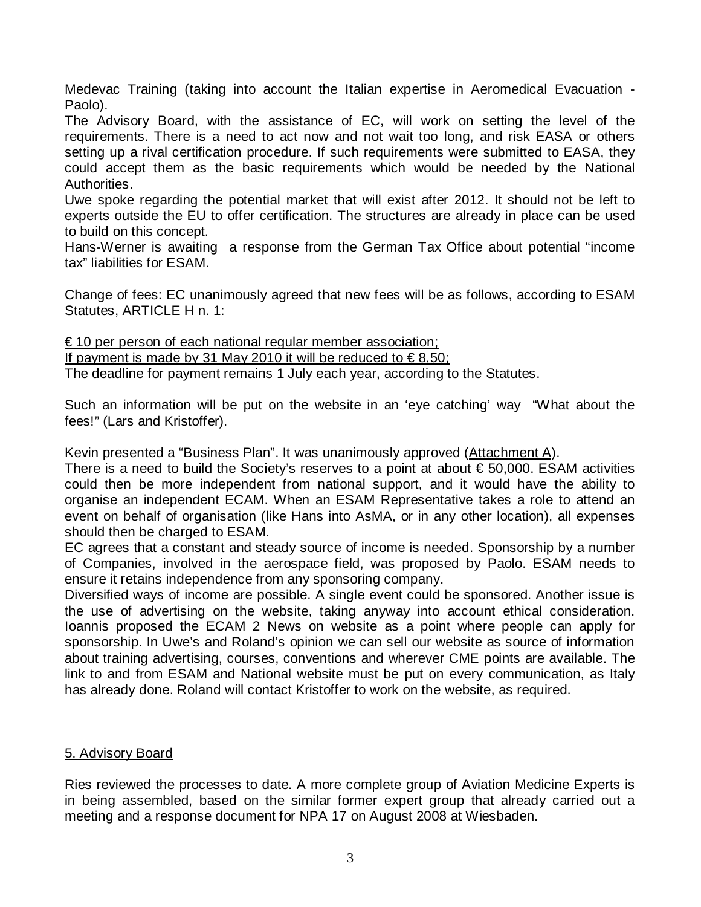Medevac Training (taking into account the Italian expertise in Aeromedical Evacuation - Paolo).

The Advisory Board, with the assistance of EC, will work on setting the level of the requirements. There is a need to act now and not wait too long, and risk EASA or others setting up a rival certification procedure. If such requirements were submitted to EASA, they could accept them as the basic requirements which would be needed by the National Authorities.

Uwe spoke regarding the potential market that will exist after 2012. It should not be left to experts outside the EU to offer certification. The structures are already in place can be used to build on this concept.

Hans-Werner is awaiting a response from the German Tax Office about potential "income tax" liabilities for ESAM.

Change of fees: EC unanimously agreed that new fees will be as follows, according to ESAM Statutes, ARTICLE H n. 1:

<u>€ 10 per person of each national regular member association;</u>
<u>If payment is made by 31 May 2010 it will be reduced to € 8,50;</u>
<u>The deadline for payment remains 1 July each year, according to the Statutes.</u>

Such an information will be put on the website in an 'eye catching' way "What about the fees!" (Lars and Kristoffer).

Kevin presented a "Business Plan". It was unanimously approved (<u>Attachment A</u>).

There is a need to build the Society's reserves to a point at about € 50,000. ESAM activities could then be more independent from national support, and it would have the ability to organise an independent ECAM. When an ESAM Representative takes a role to attend an event on behalf of organisation (like Hans into AsMA, or in any other location), all expenses should then be charged to ESAM.

EC agrees that a constant and steady source of income is needed. Sponsorship by a number of Companies, involved in the aerospace field, was proposed by Paolo. ESAM needs to ensure it retains independence from any sponsoring company.

Diversified ways of income are possible. A single event could be sponsored. Another issue is the use of advertising on the website, taking anyway into account ethical consideration. Ioannis proposed the ECAM 2 News on website as a point where people can apply for sponsorship. In Uwe's and Roland's opinion we can sell our website as source of information about training advertising, courses, conventions and wherever CME points are available. The link to and from ESAM and National website must be put on every communication, as Italy has already done. Roland will contact Kristoffer to work on the website, as required.

## <u>5. Advisory Board</u>

Ries reviewed the processes to date. A more complete group of Aviation Medicine Experts is in being assembled, based on the similar former expert group that already carried out a meeting and a response document for NPA 17 on August 2008 at Wiesbaden.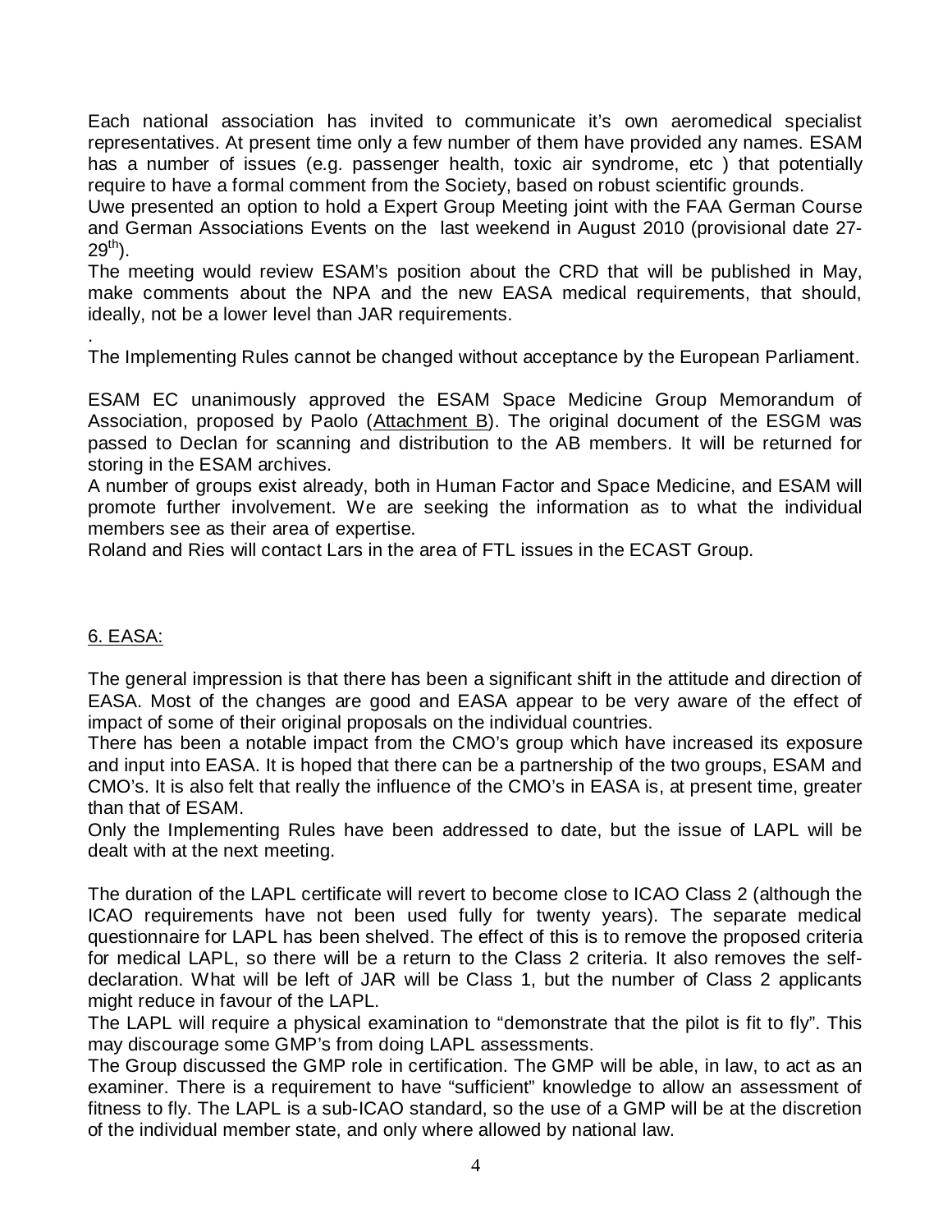Each national association has invited to communicate it's own aeromedical specialist representatives. At present time only a few number of them have provided any names. ESAM has a number of issues (e.g. passenger health, toxic air syndrome, etc ) that potentially require to have a formal comment from the Society, based on robust scientific grounds.
Uwe presented an option to hold a Expert Group Meeting joint with the FAA German Course and German Associations Events on the last weekend in August 2010 (provisional date 27-29th).
The meeting would review ESAM's position about the CRD that will be published in May, make comments about the NPA and the new EASA medical requirements, that should, ideally, not be a lower level than JAR requirements.

.
The Implementing Rules cannot be changed without acceptance by the European Parliament.

ESAM EC unanimously approved the ESAM Space Medicine Group Memorandum of Association, proposed by Paolo (Attachment B). The original document of the ESGM was passed to Declan for scanning and distribution to the AB members. It will be returned for storing in the ESAM archives.
A number of groups exist already, both in Human Factor and Space Medicine, and ESAM will promote further involvement. We are seeking the information as to what the individual members see as their area of expertise.
Roland and Ries will contact Lars in the area of FTL issues in the ECAST Group.

## 6. EASA:

The general impression is that there has been a significant shift in the attitude and direction of EASA. Most of the changes are good and EASA appear to be very aware of the effect of impact of some of their original proposals on the individual countries.
There has been a notable impact from the CMO's group which have increased its exposure and input into EASA. It is hoped that there can be a partnership of the two groups, ESAM and CMO's. It is also felt that really the influence of the CMO's in EASA is, at present time, greater than that of ESAM.
Only the Implementing Rules have been addressed to date, but the issue of LAPL will be dealt with at the next meeting.

The duration of the LAPL certificate will revert to become close to ICAO Class 2 (although the ICAO requirements have not been used fully for twenty years). The separate medical questionnaire for LAPL has been shelved. The effect of this is to remove the proposed criteria for medical LAPL, so there will be a return to the Class 2 criteria. It also removes the self-declaration. What will be left of JAR will be Class 1, but the number of Class 2 applicants might reduce in favour of the LAPL.
The LAPL will require a physical examination to "demonstrate that the pilot is fit to fly". This may discourage some GMP's from doing LAPL assessments.
The Group discussed the GMP role in certification. The GMP will be able, in law, to act as an examiner. There is a requirement to have "sufficient" knowledge to allow an assessment of fitness to fly. The LAPL is a sub-ICAO standard, so the use of a GMP will be at the discretion of the individual member state, and only where allowed by national law.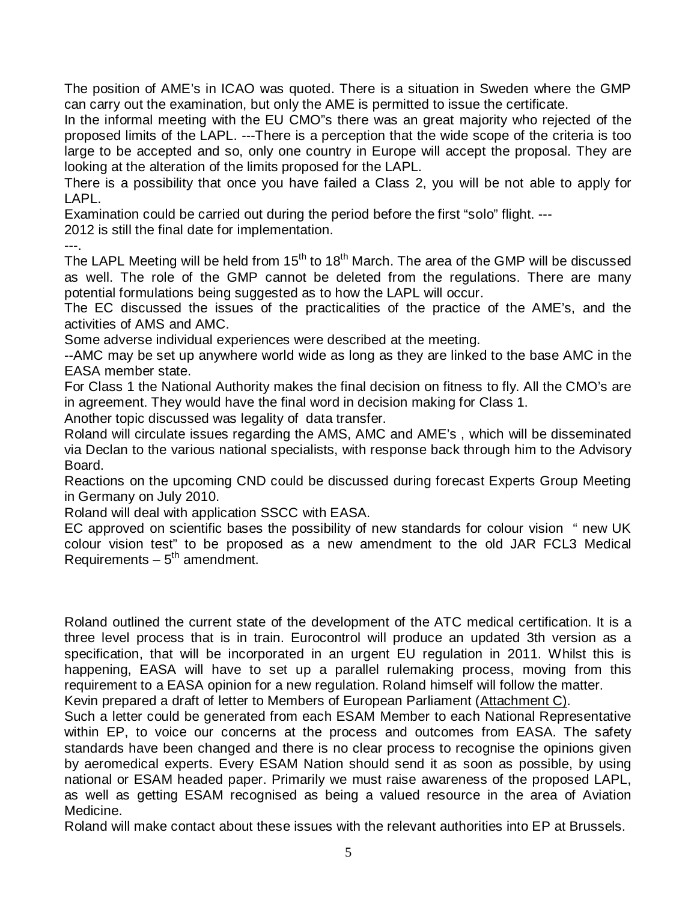The position of AME's in ICAO was quoted. There is a situation in Sweden where the GMP can carry out the examination, but only the AME is permitted to issue the certificate.

In the informal meeting with the EU CMO"s there was an great majority who rejected of the proposed limits of the LAPL. ---There is a perception that the wide scope of the criteria is too large to be accepted and so, only one country in Europe will accept the proposal. They are looking at the alteration of the limits proposed for the LAPL.

There is a possibility that once you have failed a Class 2, you will be not able to apply for LAPL.

Examination could be carried out during the period before the first "solo" flight. ---

2012 is still the final date for implementation.

---.

The LAPL Meeting will be held from 15th to 18th March. The area of the GMP will be discussed as well. The role of the GMP cannot be deleted from the regulations. There are many potential formulations being suggested as to how the LAPL will occur.

The EC discussed the issues of the practicalities of the practice of the AME's, and the activities of AMS and AMC.

Some adverse individual experiences were described at the meeting.

--AMC may be set up anywhere world wide as long as they are linked to the base AMC in the EASA member state.

For Class 1 the National Authority makes the final decision on fitness to fly. All the CMO's are in agreement. They would have the final word in decision making for Class 1.

Another topic discussed was legality of data transfer.

Roland will circulate issues regarding the AMS, AMC and AME's , which will be disseminated via Declan to the various national specialists, with response back through him to the Advisory Board.

Reactions on the upcoming CND could be discussed during forecast Experts Group Meeting in Germany on July 2010.

Roland will deal with application SSCC with EASA.

EC approved on scientific bases the possibility of new standards for colour vision " new UK colour vision test" to be proposed as a new amendment to the old JAR FCL3 Medical Requirements – 5th amendment.

Roland outlined the current state of the development of the ATC medical certification. It is a three level process that is in train. Eurocontrol will produce an updated 3th version as a specification, that will be incorporated in an urgent EU regulation in 2011. Whilst this is happening, EASA will have to set up a parallel rulemaking process, moving from this requirement to a EASA opinion for a new regulation. Roland himself will follow the matter.

Kevin prepared a draft of letter to Members of European Parliament (Attachment C).

Such a letter could be generated from each ESAM Member to each National Representative within EP, to voice our concerns at the process and outcomes from EASA. The safety standards have been changed and there is no clear process to recognise the opinions given by aeromedical experts. Every ESAM Nation should send it as soon as possible, by using national or ESAM headed paper. Primarily we must raise awareness of the proposed LAPL, as well as getting ESAM recognised as being a valued resource in the area of Aviation Medicine.

Roland will make contact about these issues with the relevant authorities into EP at Brussels.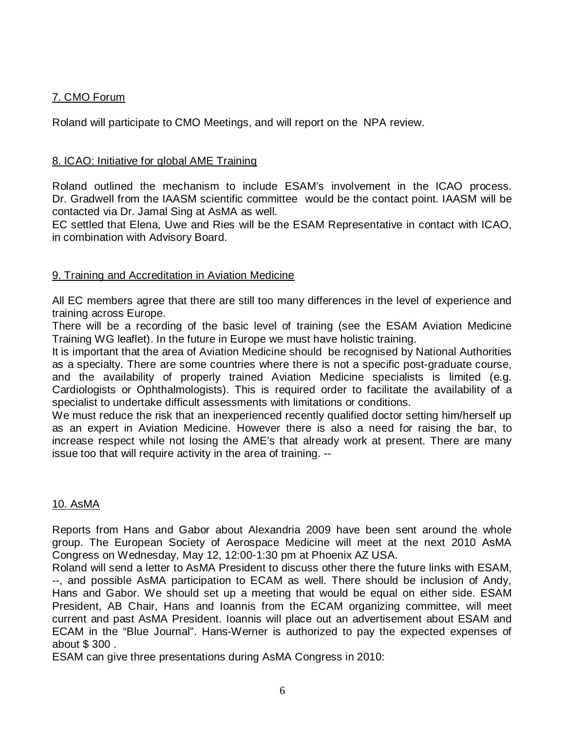## 7. CMO Forum

Roland will participate to CMO Meetings, and will report on the NPA review.

## 8. ICAO: Initiative for global AME Training

Roland outlined the mechanism to include ESAM's involvement in the ICAO process. Dr. Gradwell from the IAASM scientific committee would be the contact point. IAASM will be contacted via Dr. Jamal Sing at AsMA as well.
EC settled that Elena, Uwe and Ries will be the ESAM Representative in contact with ICAO, in combination with Advisory Board.

## 9. Training and Accreditation in Aviation Medicine

All EC members agree that there are still too many differences in the level of experience and training across Europe.
There will be a recording of the basic level of training (see the ESAM Aviation Medicine Training WG leaflet). In the future in Europe we must have holistic training.
It is important that the area of Aviation Medicine should be recognised by National Authorities as a specialty. There are some countries where there is not a specific post-graduate course, and the availability of properly trained Aviation Medicine specialists is limited (e.g. Cardiologists or Ophthalmologists). This is required order to facilitate the availability of a specialist to undertake difficult assessments with limitations or conditions.
We must reduce the risk that an inexperienced recently qualified doctor setting him/herself up as an expert in Aviation Medicine. However there is also a need for raising the bar, to increase respect while not losing the AME's that already work at present. There are many issue too that will require activity in the area of training. --

## 10. AsMA

Reports from Hans and Gabor about Alexandria 2009 have been sent around the whole group. The European Society of Aerospace Medicine will meet at the next 2010 AsMA Congress on Wednesday, May 12, 12:00-1:30 pm at Phoenix AZ USA.
Roland will send a letter to AsMA President to discuss other there the future links with ESAM, --, and possible AsMA participation to ECAM as well. There should be inclusion of Andy, Hans and Gabor. We should set up a meeting that would be equal on either side. ESAM President, AB Chair, Hans and Ioannis from the ECAM organizing committee, will meet current and past AsMA President. Ioannis will place out an advertisement about ESAM and ECAM in the "Blue Journal". Hans-Werner is authorized to pay the expected expenses of about $ 300 .
ESAM can give three presentations during AsMA Congress in 2010: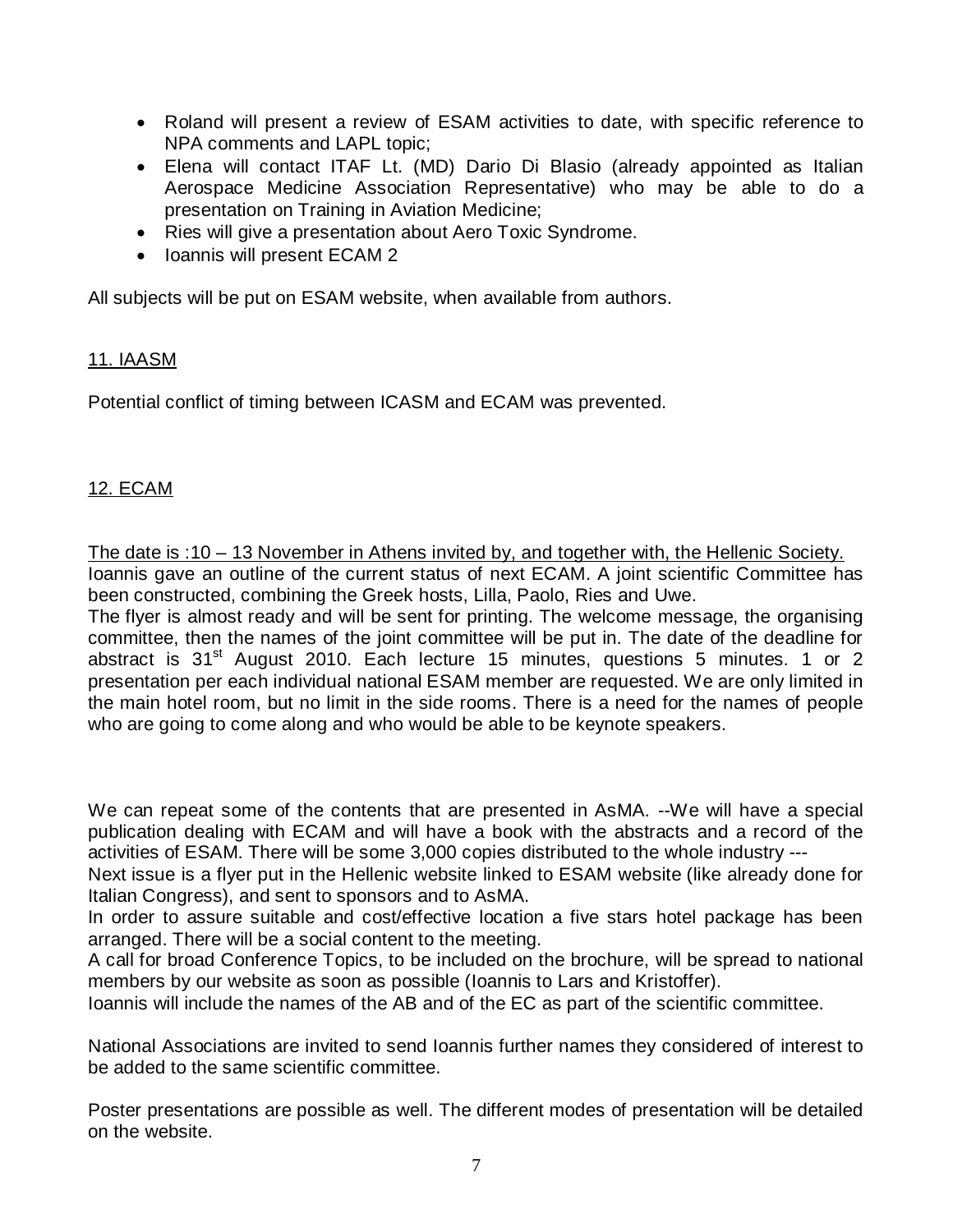- Roland will present a review of ESAM activities to date, with specific reference to NPA comments and LAPL topic;
- Elena will contact ITAF Lt. (MD) Dario Di Blasio (already appointed as Italian Aerospace Medicine Association Representative) who may be able to do a presentation on Training in Aviation Medicine;
- Ries will give a presentation about Aero Toxic Syndrome.
- Ioannis will present ECAM 2

All subjects will be put on ESAM website, when available from authors.

## 11. IAASM

Potential conflict of timing between ICASM and ECAM was prevented.

## 12. ECAM

The date is :10 – 13 November in Athens invited by, and together with, the Hellenic Society.

Ioannis gave an outline of the current status of next ECAM. A joint scientific Committee has been constructed, combining the Greek hosts, Lilla, Paolo, Ries and Uwe.

The flyer is almost ready and will be sent for printing. The welcome message, the organising committee, then the names of the joint committee will be put in. The date of the deadline for abstract is 31st August 2010. Each lecture 15 minutes, questions 5 minutes. 1 or 2 presentation per each individual national ESAM member are requested. We are only limited in the main hotel room, but no limit in the side rooms. There is a need for the names of people who are going to come along and who would be able to be keynote speakers.

We can repeat some of the contents that are presented in AsMA. --We will have a special publication dealing with ECAM and will have a book with the abstracts and a record of the activities of ESAM. There will be some 3,000 copies distributed to the whole industry ---

Next issue is a flyer put in the Hellenic website linked to ESAM website (like already done for Italian Congress), and sent to sponsors and to AsMA.

In order to assure suitable and cost/effective location a five stars hotel package has been arranged. There will be a social content to the meeting.

A call for broad Conference Topics, to be included on the brochure, will be spread to national members by our website as soon as possible (Ioannis to Lars and Kristoffer).

Ioannis will include the names of the AB and of the EC as part of the scientific committee.

National Associations are invited to send Ioannis further names they considered of interest to be added to the same scientific committee.

Poster presentations are possible as well. The different modes of presentation will be detailed on the website.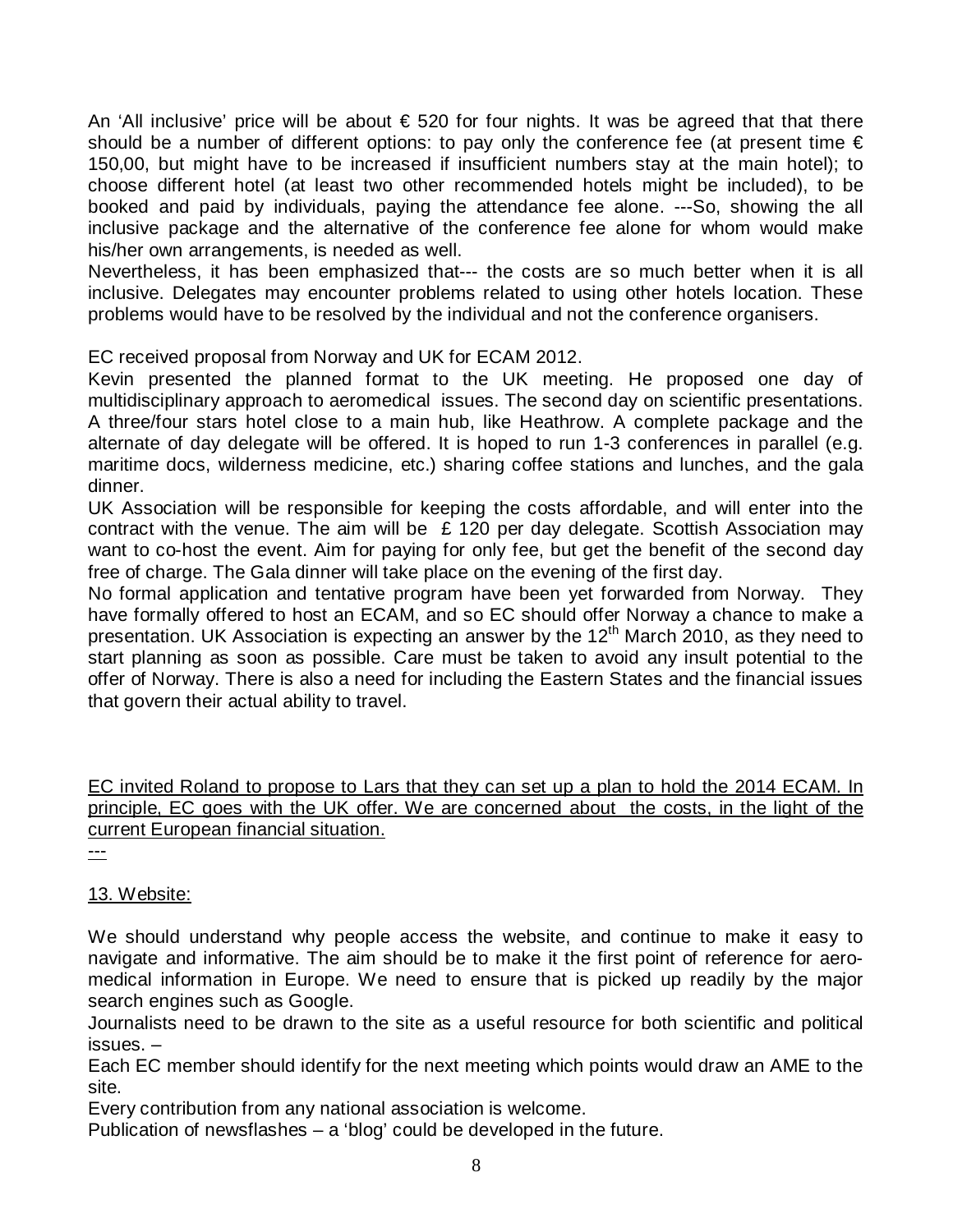An 'All inclusive' price will be about € 520 for four nights. It was be agreed that that there should be a number of different options: to pay only the conference fee (at present time € 150,00, but might have to be increased if insufficient numbers stay at the main hotel); to choose different hotel (at least two other recommended hotels might be included), to be booked and paid by individuals, paying the attendance fee alone. ---So, showing the all inclusive package and the alternative of the conference fee alone for whom would make his/her own arrangements, is needed as well.
Nevertheless, it has been emphasized that--- the costs are so much better when it is all inclusive. Delegates may encounter problems related to using other hotels location. These problems would have to be resolved by the individual and not the conference organisers.

EC received proposal from Norway and UK for ECAM 2012.
Kevin presented the planned format to the UK meeting. He proposed one day of multidisciplinary approach to aeromedical issues. The second day on scientific presentations. A three/four stars hotel close to a main hub, like Heathrow. A complete package and the alternate of day delegate will be offered. It is hoped to run 1-3 conferences in parallel (e.g. maritime docs, wilderness medicine, etc.) sharing coffee stations and lunches, and the gala dinner.
UK Association will be responsible for keeping the costs affordable, and will enter into the contract with the venue. The aim will be £ 120 per day delegate. Scottish Association may want to co-host the event. Aim for paying for only fee, but get the benefit of the second day free of charge. The Gala dinner will take place on the evening of the first day.
No formal application and tentative program have been yet forwarded from Norway. They have formally offered to host an ECAM, and so EC should offer Norway a chance to make a presentation. UK Association is expecting an answer by the 12th March 2010, as they need to start planning as soon as possible. Care must be taken to avoid any insult potential to the offer of Norway. There is also a need for including the Eastern States and the financial issues that govern their actual ability to travel.

<u>EC invited Roland to propose to Lars that they can set up a plan to hold the 2014 ECAM. In principle, EC goes with the UK offer. We are concerned about the costs, in the light of the current European financial situation.</u>
<u>---</u>

<u>13. Website:</u>

We should understand why people access the website, and continue to make it easy to navigate and informative. The aim should be to make it the first point of reference for aero-medical information in Europe. We need to ensure that is picked up readily by the major search engines such as Google.
Journalists need to be drawn to the site as a useful resource for both scientific and political issues. –
Each EC member should identify for the next meeting which points would draw an AME to the site.
Every contribution from any national association is welcome.
Publication of newsflashes – a 'blog' could be developed in the future.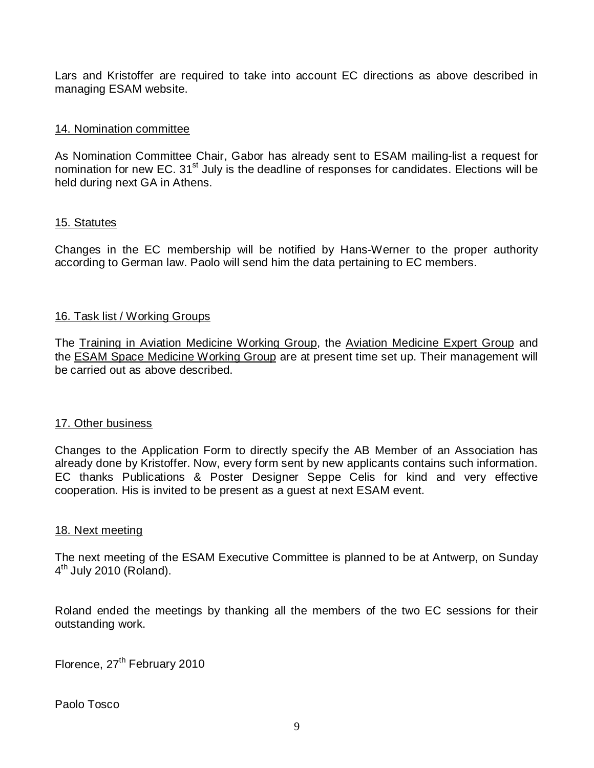Lars and Kristoffer are required to take into account EC directions as above described in managing ESAM website.

## 14. Nomination committee

As Nomination Committee Chair, Gabor has already sent to ESAM mailing-list a request for nomination for new EC. 31st July is the deadline of responses for candidates. Elections will be held during next GA in Athens.

## 15. Statutes

Changes in the EC membership will be notified by Hans-Werner to the proper authority according to German law. Paolo will send him the data pertaining to EC members.

## 16. Task list / Working Groups

The Training in Aviation Medicine Working Group, the Aviation Medicine Expert Group and the ESAM Space Medicine Working Group are at present time set up. Their management will be carried out as above described.

## 17. Other business

Changes to the Application Form to directly specify the AB Member of an Association has already done by Kristoffer. Now, every form sent by new applicants contains such information. EC thanks Publications & Poster Designer Seppe Celis for kind and very effective cooperation. His is invited to be present as a guest at next ESAM event.

## 18. Next meeting

The next meeting of the ESAM Executive Committee is planned to be at Antwerp, on Sunday 4th July 2010 (Roland).

Roland ended the meetings by thanking all the members of the two EC sessions for their outstanding work.

Florence, 27th February 2010

Paolo Tosco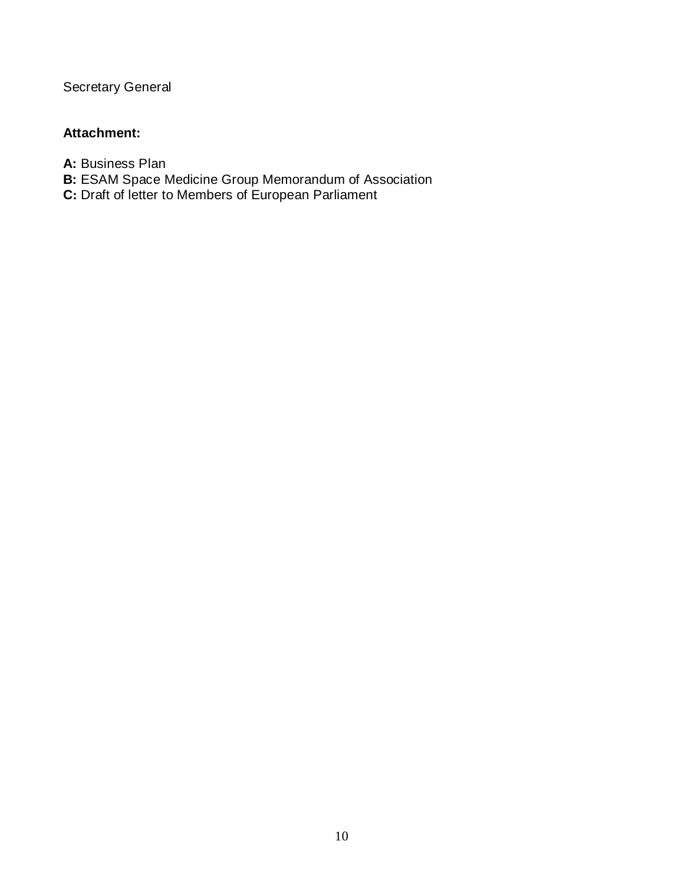Secretary General

**Attachment:**

**A:** Business Plan
**B:** ESAM Space Medicine Group Memorandum of Association
**C:** Draft of letter to Members of European Parliament